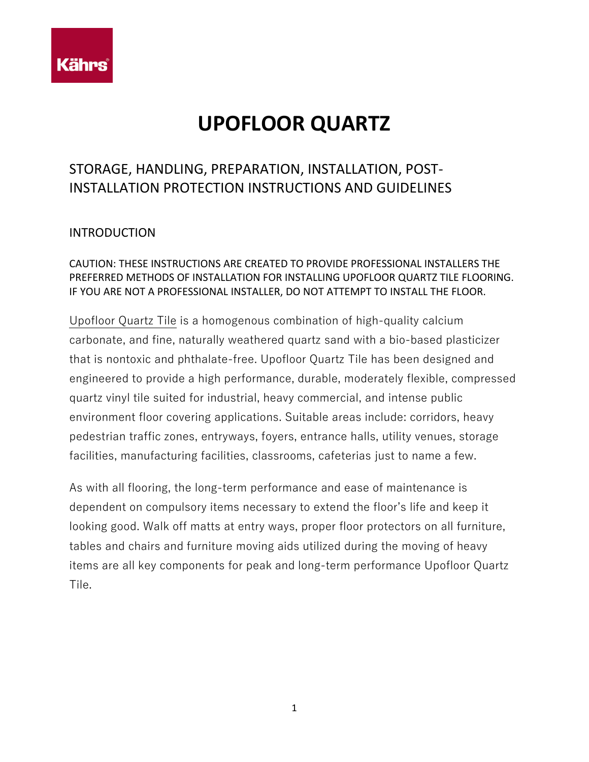# UPOFLOOR QUARTZ

## STORAGE, HANDLING, PREPARATION, INSTALLATION, POST-INSTALLATION PROTECTION INSTRUCTIONS AND GUIDELINES

### INTRODUCTION

CAUTION: THESE INSTRUCTIONS ARE CREATED TO PROVIDE PROFESSIONAL INSTALLERS THE PREFERRED METHODS OF INSTALLATION FOR INSTALLING UPOFLOOR QUARTZ TILE FLOORING. IF YOU ARE NOT A PROFESSIONAL INSTALLER, DO NOT ATTEMPT TO INSTALL THE FLOOR.

Upofloor Quartz Tile is a homogenous combination of high-quality calcium carbonate, and fine, naturally weathered quartz sand with a bio-based plasticizer that is nontoxic and phthalate-free. Upofloor Quartz Tile has been designed and engineered to provide a high performance, durable, moderately flexible, compressed quartz vinyl tile suited for industrial, heavy commercial, and intense public environment floor covering applications. Suitable areas include: corridors, heavy pedestrian traffic zones, entryways, foyers, entrance halls, utility venues, storage facilities, manufacturing facilities, classrooms, cafeterias just to name a few.

As with all flooring, the long-term performance and ease of maintenance is dependent on compulsory items necessary to extend the floor's life and keep it looking good. Walk off matts at entry ways, proper floor protectors on all furniture, tables and chairs and furniture moving aids utilized during the moving of heavy items are all key components for peak and long-term performance Upofloor Quartz Tile.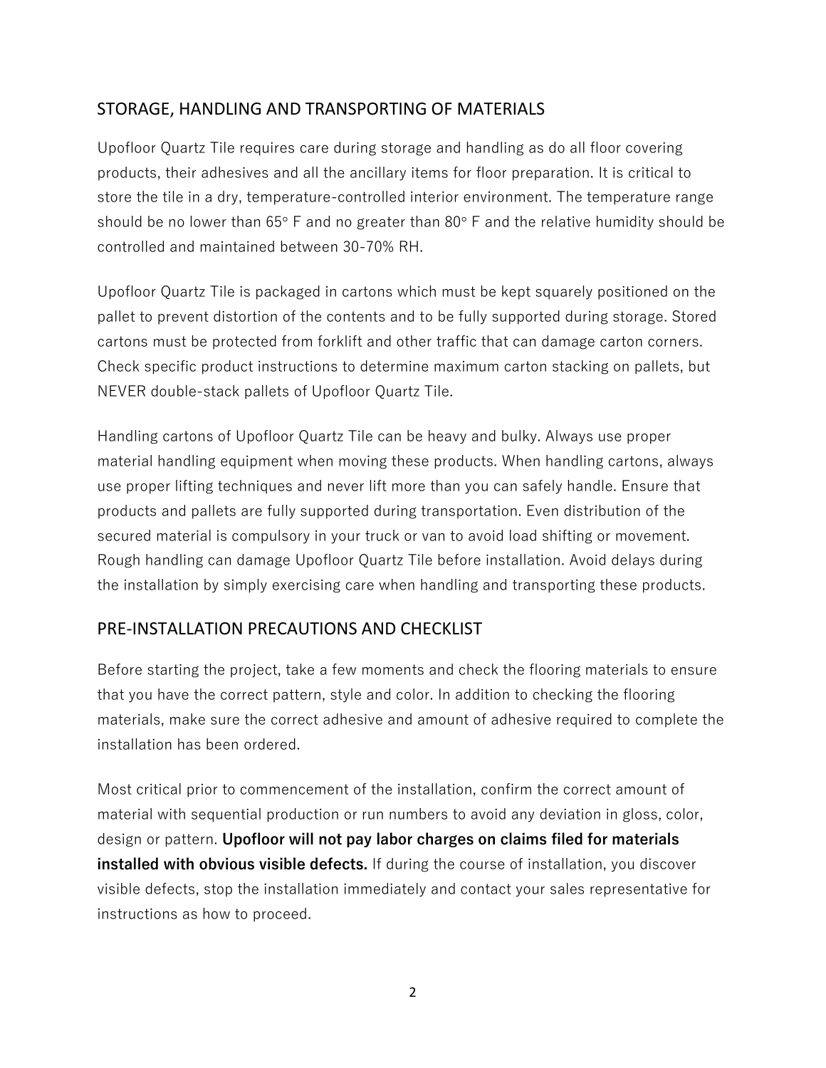## STORAGE, HANDLING AND TRANSPORTING OF MATERIALS

Upofloor Quartz Tile requires care during storage and handling as do all floor covering products, their adhesives and all the ancillary items for floor preparation. It is critical to store the tile in a dry, temperature-controlled interior environment. The temperature range should be no lower than 65° F and no greater than 80° F and the relative humidity should be controlled and maintained between 30-70% RH.

Upofloor Quartz Tile is packaged in cartons which must be kept squarely positioned on the pallet to prevent distortion of the contents and to be fully supported during storage. Stored cartons must be protected from forklift and other traffic that can damage carton corners. Check specific product instructions to determine maximum carton stacking on pallets, but NEVER double-stack pallets of Upofloor Quartz Tile.

Handling cartons of Upofloor Quartz Tile can be heavy and bulky. Always use proper material handling equipment when moving these products. When handling cartons, always use proper lifting techniques and never lift more than you can safely handle. Ensure that products and pallets are fully supported during transportation. Even distribution of the secured material is compulsory in your truck or van to avoid load shifting or movement. Rough handling can damage Upofloor Quartz Tile before installation. Avoid delays during the installation by simply exercising care when handling and transporting these products.

## PRE-INSTALLATION PRECAUTIONS AND CHECKLIST

Before starting the project, take a few moments and check the flooring materials to ensure that you have the correct pattern, style and color. In addition to checking the flooring materials, make sure the correct adhesive and amount of adhesive required to complete the installation has been ordered.

Most critical prior to commencement of the installation, confirm the correct amount of material with sequential production or run numbers to avoid any deviation in gloss, color, design or pattern. **Upofloor will not pay labor charges on claims filed for materials installed with obvious visible defects.** If during the course of installation, you discover visible defects, stop the installation immediately and contact your sales representative for instructions as how to proceed.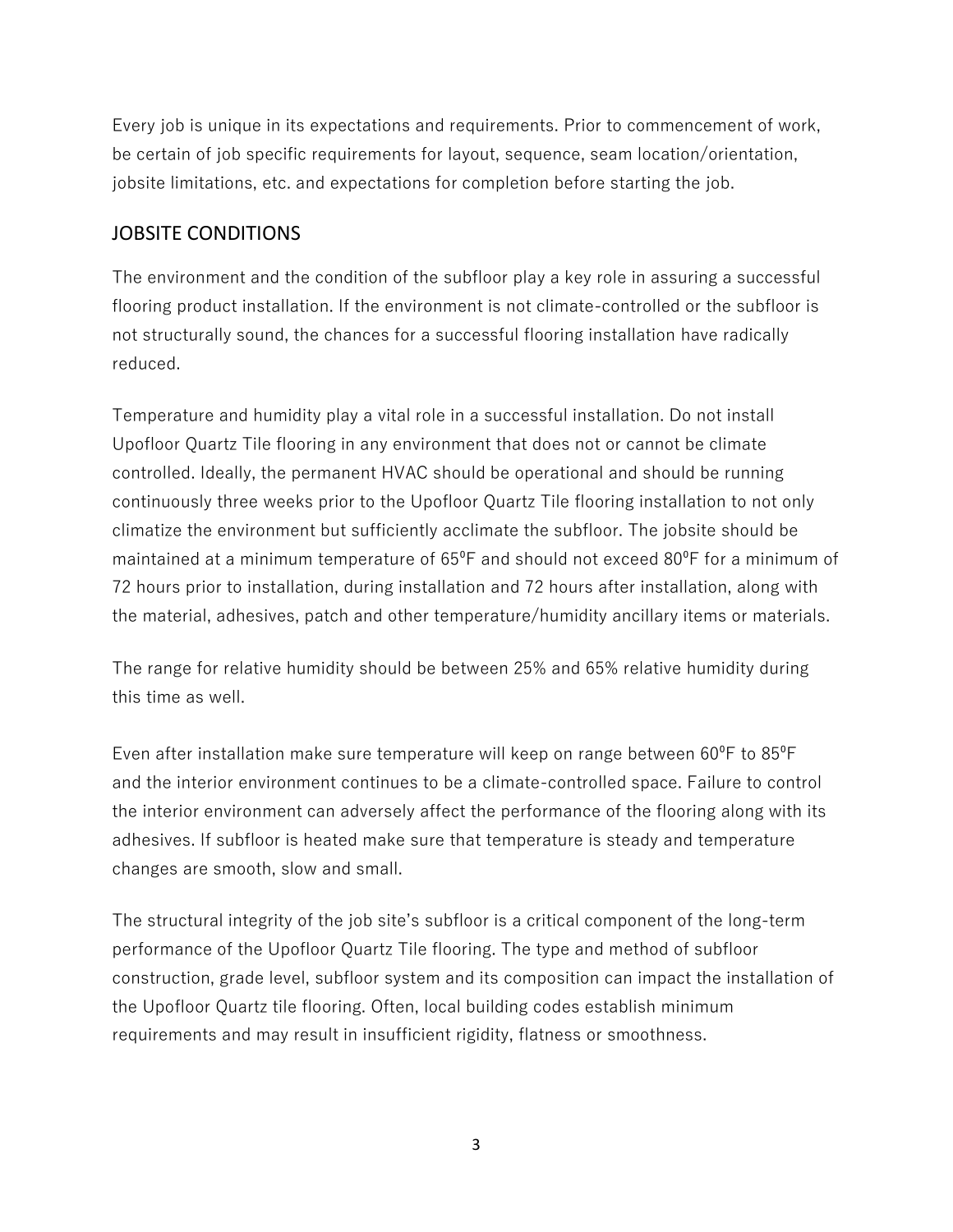Every job is unique in its expectations and requirements. Prior to commencement of work, be certain of job specific requirements for layout, sequence, seam location/orientation, jobsite limitations, etc. and expectations for completion before starting the job.

## JOBSITE CONDITIONS

The environment and the condition of the subfloor play a key role in assuring a successful flooring product installation. If the environment is not climate-controlled or the subfloor is not structurally sound, the chances for a successful flooring installation have radically reduced.

Temperature and humidity play a vital role in a successful installation. Do not install Upofloor Quartz Tile flooring in any environment that does not or cannot be climate controlled. Ideally, the permanent HVAC should be operational and should be running continuously three weeks prior to the Upofloor Quartz Tile flooring installation to not only climatize the environment but sufficiently acclimate the subfloor. The jobsite should be maintained at a minimum temperature of 65$^{o}$F and should not exceed 80$^{o}$F for a minimum of 72 hours prior to installation, during installation and 72 hours after installation, along with the material, adhesives, patch and other temperature/humidity ancillary items or materials.

The range for relative humidity should be between 25% and 65% relative humidity during this time as well.

Even after installation make sure temperature will keep on range between 60$^{o}$F to 85$^{o}$F and the interior environment continues to be a climate-controlled space. Failure to control the interior environment can adversely affect the performance of the flooring along with its adhesives. If subfloor is heated make sure that temperature is steady and temperature changes are smooth, slow and small.

The structural integrity of the job site's subfloor is a critical component of the long-term performance of the Upofloor Quartz Tile flooring. The type and method of subfloor construction, grade level, subfloor system and its composition can impact the installation of the Upofloor Quartz tile flooring. Often, local building codes establish minimum requirements and may result in insufficient rigidity, flatness or smoothness.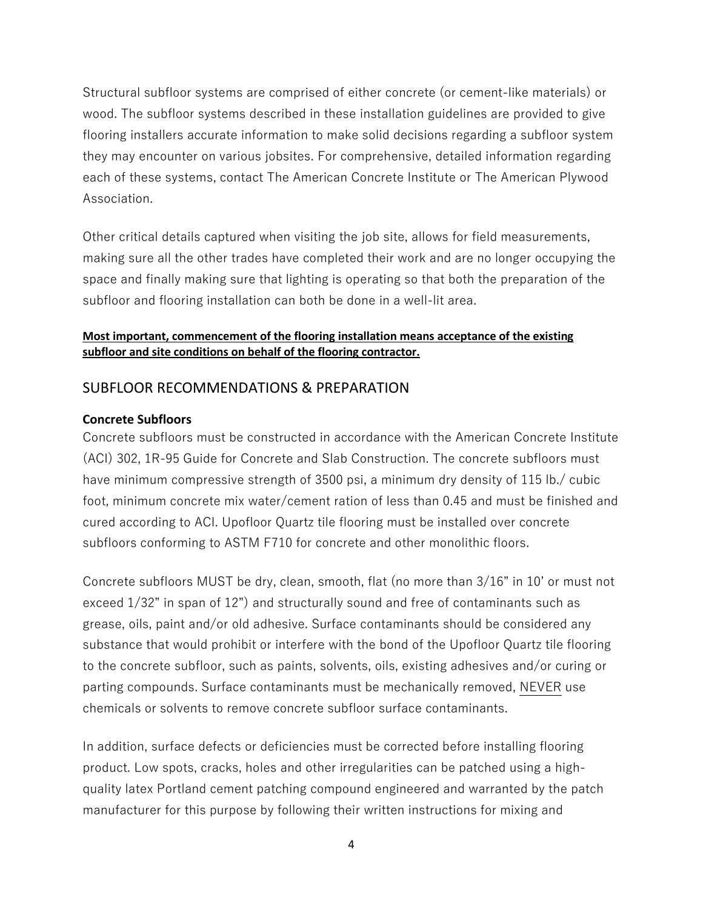Structural subfloor systems are comprised of either concrete (or cement-like materials) or wood. The subfloor systems described in these installation guidelines are provided to give flooring installers accurate information to make solid decisions regarding a subfloor system they may encounter on various jobsites. For comprehensive, detailed information regarding each of these systems, contact The American Concrete Institute or The American Plywood Association.

Other critical details captured when visiting the job site, allows for field measurements, making sure all the other trades have completed their work and are no longer occupying the space and finally making sure that lighting is operating so that both the preparation of the subfloor and flooring installation can both be done in a well-lit area.

<u>**Most important, commencement of the flooring installation means acceptance of the existing subfloor and site conditions on behalf of the flooring contractor.**</u>

## SUBFLOOR RECOMMENDATIONS & PREPARATION

**Concrete Subfloors**

Concrete subfloors must be constructed in accordance with the American Concrete Institute (ACI) 302, 1R-95 Guide for Concrete and Slab Construction. The concrete subfloors must have minimum compressive strength of 3500 psi, a minimum dry density of 115 lb./ cubic foot, minimum concrete mix water/cement ration of less than 0.45 and must be finished and cured according to ACI. Upofloor Quartz tile flooring must be installed over concrete subfloors conforming to ASTM F710 for concrete and other monolithic floors.

Concrete subfloors MUST be dry, clean, smooth, flat (no more than 3/16" in 10' or must not exceed 1/32" in span of 12") and structurally sound and free of contaminants such as grease, oils, paint and/or old adhesive. Surface contaminants should be considered any substance that would prohibit or interfere with the bond of the Upofloor Quartz tile flooring to the concrete subfloor, such as paints, solvents, oils, existing adhesives and/or curing or parting compounds. Surface contaminants must be mechanically removed, <u>NEVER</u> use chemicals or solvents to remove concrete subfloor surface contaminants.

In addition, surface defects or deficiencies must be corrected before installing flooring product. Low spots, cracks, holes and other irregularities can be patched using a high-quality latex Portland cement patching compound engineered and warranted by the patch manufacturer for this purpose by following their written instructions for mixing and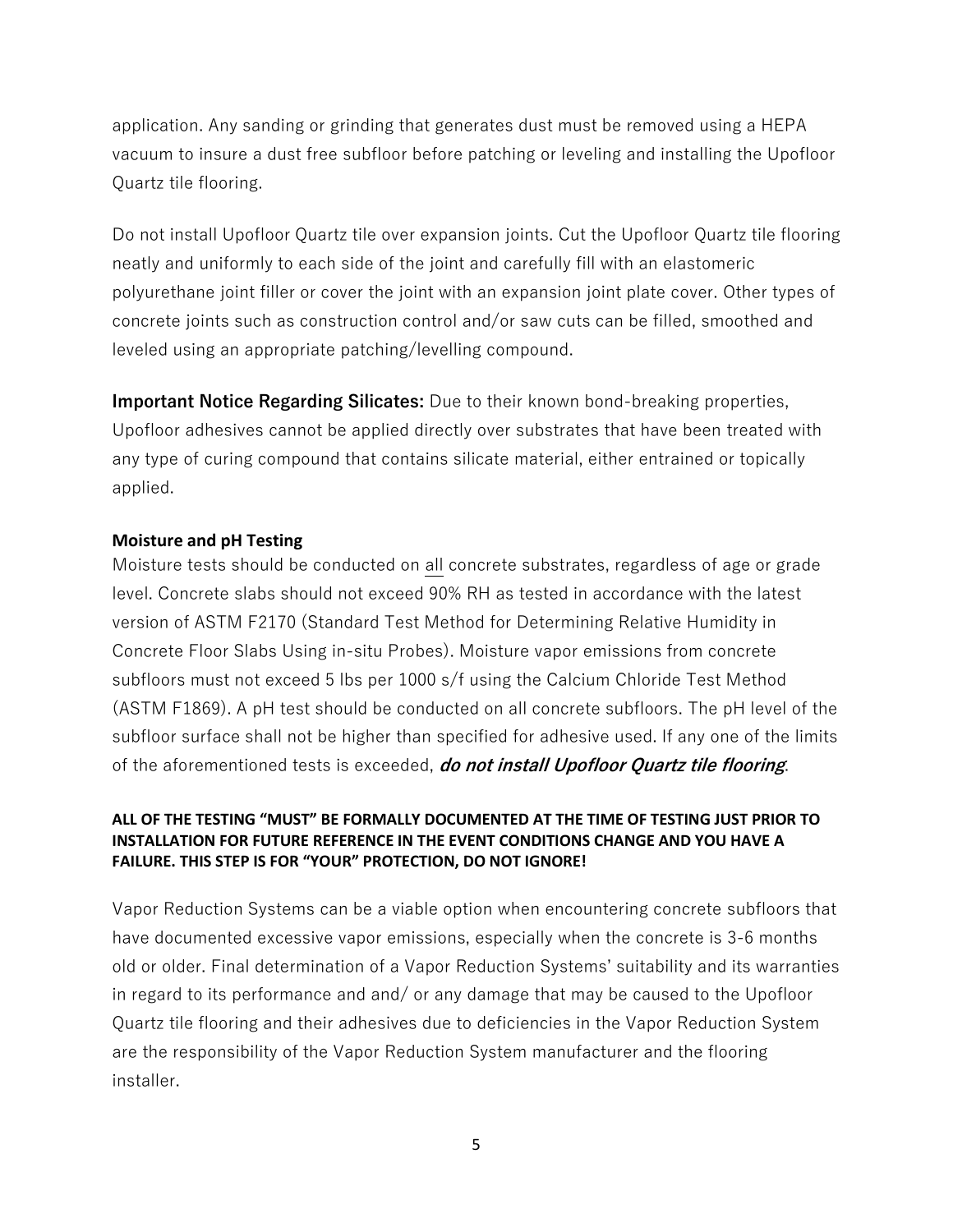application. Any sanding or grinding that generates dust must be removed using a HEPA vacuum to insure a dust free subfloor before patching or leveling and installing the Upofloor Quartz tile flooring.

Do not install Upofloor Quartz tile over expansion joints. Cut the Upofloor Quartz tile flooring neatly and uniformly to each side of the joint and carefully fill with an elastomeric polyurethane joint filler or cover the joint with an expansion joint plate cover. Other types of concrete joints such as construction control and/or saw cuts can be filled, smoothed and leveled using an appropriate patching/levelling compound.

**Important Notice Regarding Silicates:** Due to their known bond-breaking properties, Upofloor adhesives cannot be applied directly over substrates that have been treated with any type of curing compound that contains silicate material, either entrained or topically applied.

**Moisture and pH Testing**

Moisture tests should be conducted on <u>all</u> concrete substrates, regardless of age or grade level. Concrete slabs should not exceed 90% RH as tested in accordance with the latest version of ASTM F2170 (Standard Test Method for Determining Relative Humidity in Concrete Floor Slabs Using in-situ Probes). Moisture vapor emissions from concrete subfloors must not exceed 5 lbs per 1000 s/f using the Calcium Chloride Test Method (ASTM F1869). A pH test should be conducted on all concrete subfloors. The pH level of the subfloor surface shall not be higher than specified for adhesive used. If any one of the limits of the aforementioned tests is exceeded, ***do not install Upofloor Quartz tile flooring***.

**ALL OF THE TESTING "MUST" BE FORMALLY DOCUMENTED AT THE TIME OF TESTING JUST PRIOR TO INSTALLATION FOR FUTURE REFERENCE IN THE EVENT CONDITIONS CHANGE AND YOU HAVE A FAILURE. THIS STEP IS FOR "YOUR" PROTECTION, DO NOT IGNORE!**

Vapor Reduction Systems can be a viable option when encountering concrete subfloors that have documented excessive vapor emissions, especially when the concrete is 3-6 months old or older. Final determination of a Vapor Reduction Systems' suitability and its warranties in regard to its performance and and/ or any damage that may be caused to the Upofloor Quartz tile flooring and their adhesives due to deficiencies in the Vapor Reduction System are the responsibility of the Vapor Reduction System manufacturer and the flooring installer.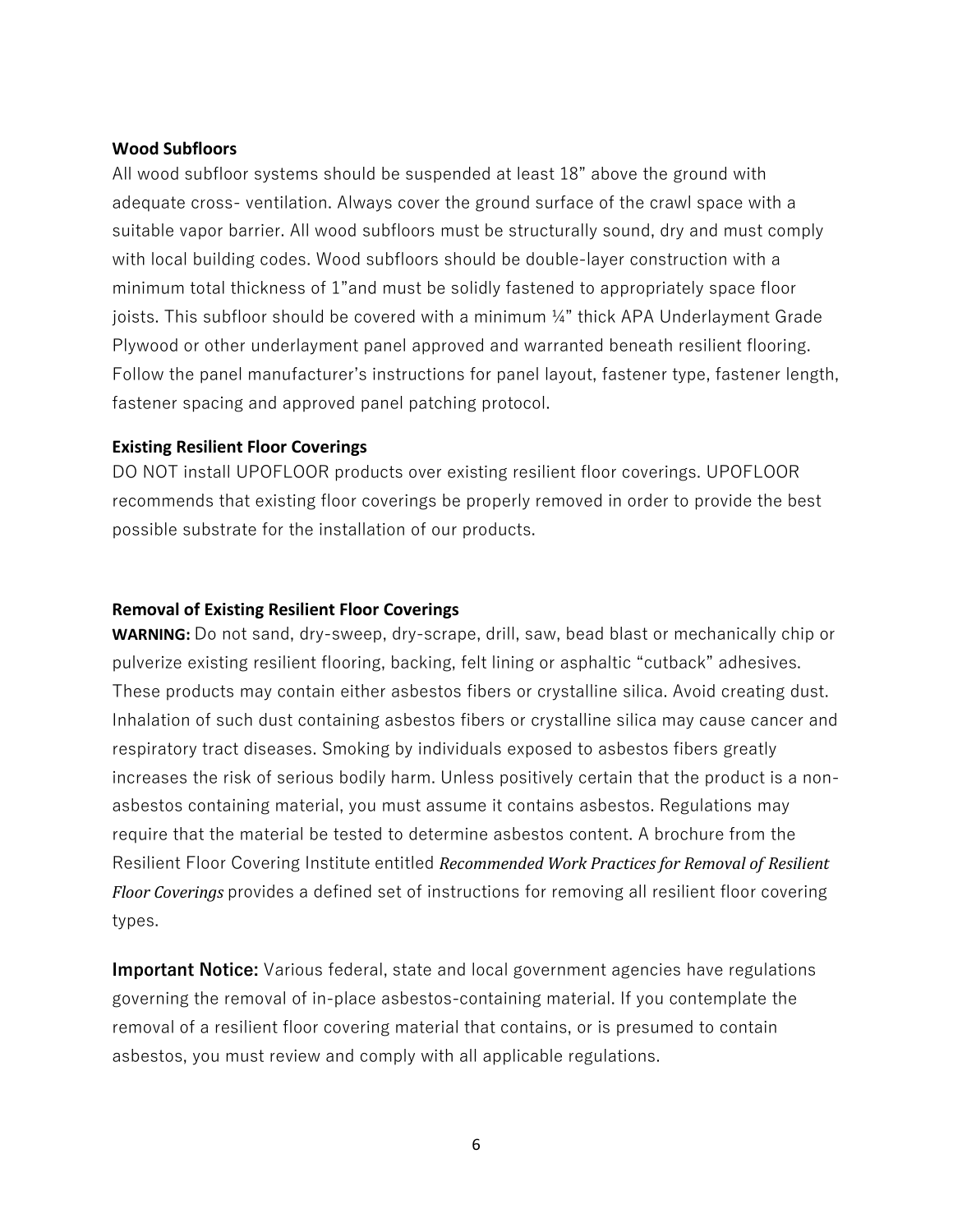### Wood Subfloors

All wood subfloor systems should be suspended at least 18" above the ground with adequate cross- ventilation. Always cover the ground surface of the crawl space with a suitable vapor barrier. All wood subfloors must be structurally sound, dry and must comply with local building codes. Wood subfloors should be double-layer construction with a minimum total thickness of 1"and must be solidly fastened to appropriately space floor joists. This subfloor should be covered with a minimum ¼" thick APA Underlayment Grade Plywood or other underlayment panel approved and warranted beneath resilient flooring. Follow the panel manufacturer's instructions for panel layout, fastener type, fastener length, fastener spacing and approved panel patching protocol.

### Existing Resilient Floor Coverings

DO NOT install UPOFLOOR products over existing resilient floor coverings. UPOFLOOR recommends that existing floor coverings be properly removed in order to provide the best possible substrate for the installation of our products.

### Removal of Existing Resilient Floor Coverings

**WARNING:** Do not sand, dry-sweep, dry-scrape, drill, saw, bead blast or mechanically chip or pulverize existing resilient flooring, backing, felt lining or asphaltic "cutback" adhesives. These products may contain either asbestos fibers or crystalline silica. Avoid creating dust. Inhalation of such dust containing asbestos fibers or crystalline silica may cause cancer and respiratory tract diseases. Smoking by individuals exposed to asbestos fibers greatly increases the risk of serious bodily harm. Unless positively certain that the product is a non-asbestos containing material, you must assume it contains asbestos. Regulations may require that the material be tested to determine asbestos content. A brochure from the Resilient Floor Covering Institute entitled *Recommended Work Practices for Removal of Resilient Floor Coverings* provides a defined set of instructions for removing all resilient floor covering types.

**Important Notice:** Various federal, state and local government agencies have regulations governing the removal of in-place asbestos-containing material. If you contemplate the removal of a resilient floor covering material that contains, or is presumed to contain asbestos, you must review and comply with all applicable regulations.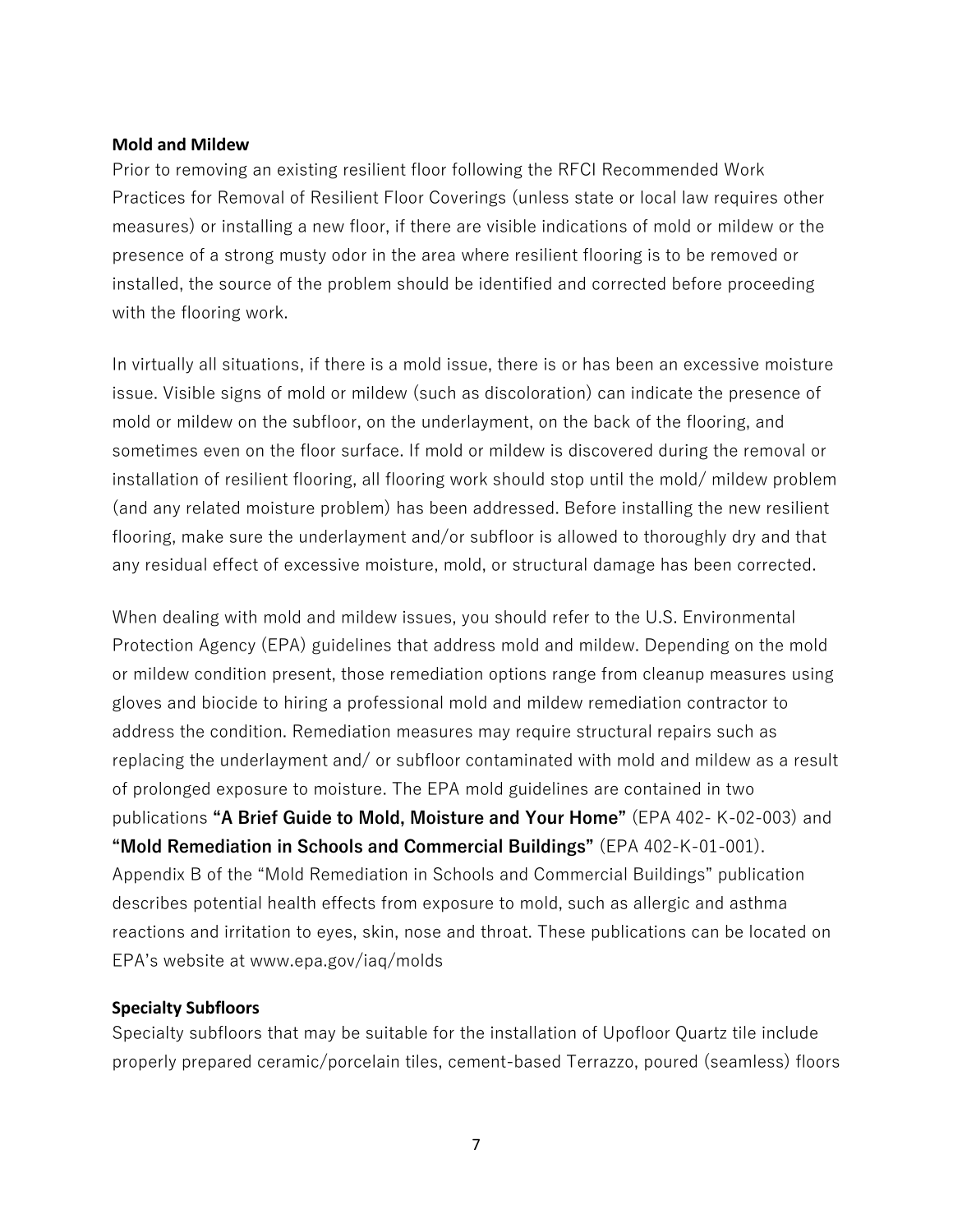**Mold and Mildew**

Prior to removing an existing resilient floor following the RFCI Recommended Work Practices for Removal of Resilient Floor Coverings (unless state or local law requires other measures) or installing a new floor, if there are visible indications of mold or mildew or the presence of a strong musty odor in the area where resilient flooring is to be removed or installed, the source of the problem should be identified and corrected before proceeding with the flooring work.

In virtually all situations, if there is a mold issue, there is or has been an excessive moisture issue. Visible signs of mold or mildew (such as discoloration) can indicate the presence of mold or mildew on the subfloor, on the underlayment, on the back of the flooring, and sometimes even on the floor surface. If mold or mildew is discovered during the removal or installation of resilient flooring, all flooring work should stop until the mold/ mildew problem (and any related moisture problem) has been addressed. Before installing the new resilient flooring, make sure the underlayment and/or subfloor is allowed to thoroughly dry and that any residual effect of excessive moisture, mold, or structural damage has been corrected.

When dealing with mold and mildew issues, you should refer to the U.S. Environmental Protection Agency (EPA) guidelines that address mold and mildew. Depending on the mold or mildew condition present, those remediation options range from cleanup measures using gloves and biocide to hiring a professional mold and mildew remediation contractor to address the condition. Remediation measures may require structural repairs such as replacing the underlayment and/ or subfloor contaminated with mold and mildew as a result of prolonged exposure to moisture. The EPA mold guidelines are contained in two publications **"A Brief Guide to Mold, Moisture and Your Home"** (EPA 402- K-02-003) and **"Mold Remediation in Schools and Commercial Buildings"** (EPA 402-K-01-001). Appendix B of the "Mold Remediation in Schools and Commercial Buildings" publication describes potential health effects from exposure to mold, such as allergic and asthma reactions and irritation to eyes, skin, nose and throat. These publications can be located on EPA's website at www.epa.gov/iaq/molds

**Specialty Subfloors**

Specialty subfloors that may be suitable for the installation of Upofloor Quartz tile include properly prepared ceramic/porcelain tiles, cement-based Terrazzo, poured (seamless) floors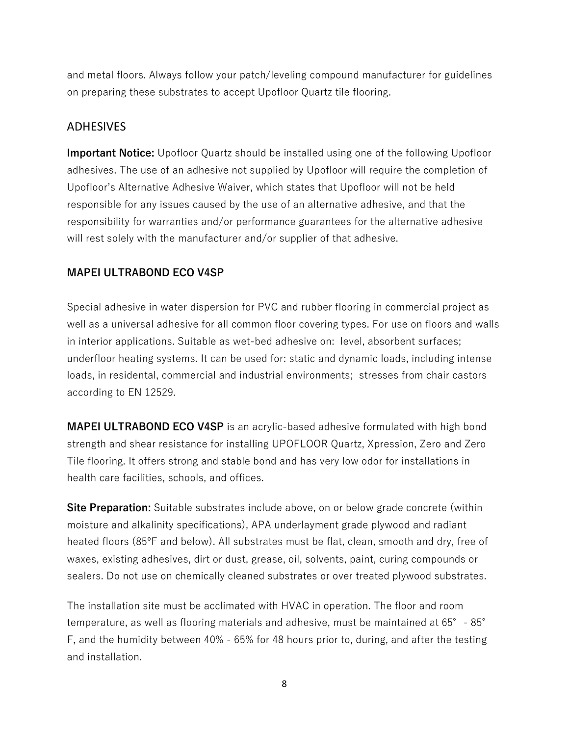and metal floors. Always follow your patch/leveling compound manufacturer for guidelines on preparing these substrates to accept Upofloor Quartz tile flooring.

## ADHESIVES

**Important Notice:** Upofloor Quartz should be installed using one of the following Upofloor adhesives. The use of an adhesive not supplied by Upofloor will require the completion of Upofloor's Alternative Adhesive Waiver, which states that Upofloor will not be held responsible for any issues caused by the use of an alternative adhesive, and that the responsibility for warranties and/or performance guarantees for the alternative adhesive will rest solely with the manufacturer and/or supplier of that adhesive.

### MAPEI ULTRABOND ECO V4SP

Special adhesive in water dispersion for PVC and rubber flooring in commercial project as well as a universal adhesive for all common floor covering types. For use on floors and walls in interior applications. Suitable as wet-bed adhesive on: level, absorbent surfaces; underfloor heating systems. It can be used for: static and dynamic loads, including intense loads, in residental, commercial and industrial environments; stresses from chair castors according to EN 12529.

**MAPEI ULTRABOND ECO V4SP** is an acrylic-based adhesive formulated with high bond strength and shear resistance for installing UPOFLOOR Quartz, Xpression, Zero and Zero Tile flooring. It offers strong and stable bond and has very low odor for installations in health care facilities, schools, and offices.

**Site Preparation:** Suitable substrates include above, on or below grade concrete (within moisture and alkalinity specifications), APA underlayment grade plywood and radiant heated floors (85ºF and below). All substrates must be flat, clean, smooth and dry, free of waxes, existing adhesives, dirt or dust, grease, oil, solvents, paint, curing compounds or sealers. Do not use on chemically cleaned substrates or over treated plywood substrates.

The installation site must be acclimated with HVAC in operation. The floor and room temperature, as well as flooring materials and adhesive, must be maintained at 65° - 85° F, and the humidity between 40% - 65% for 48 hours prior to, during, and after the testing and installation.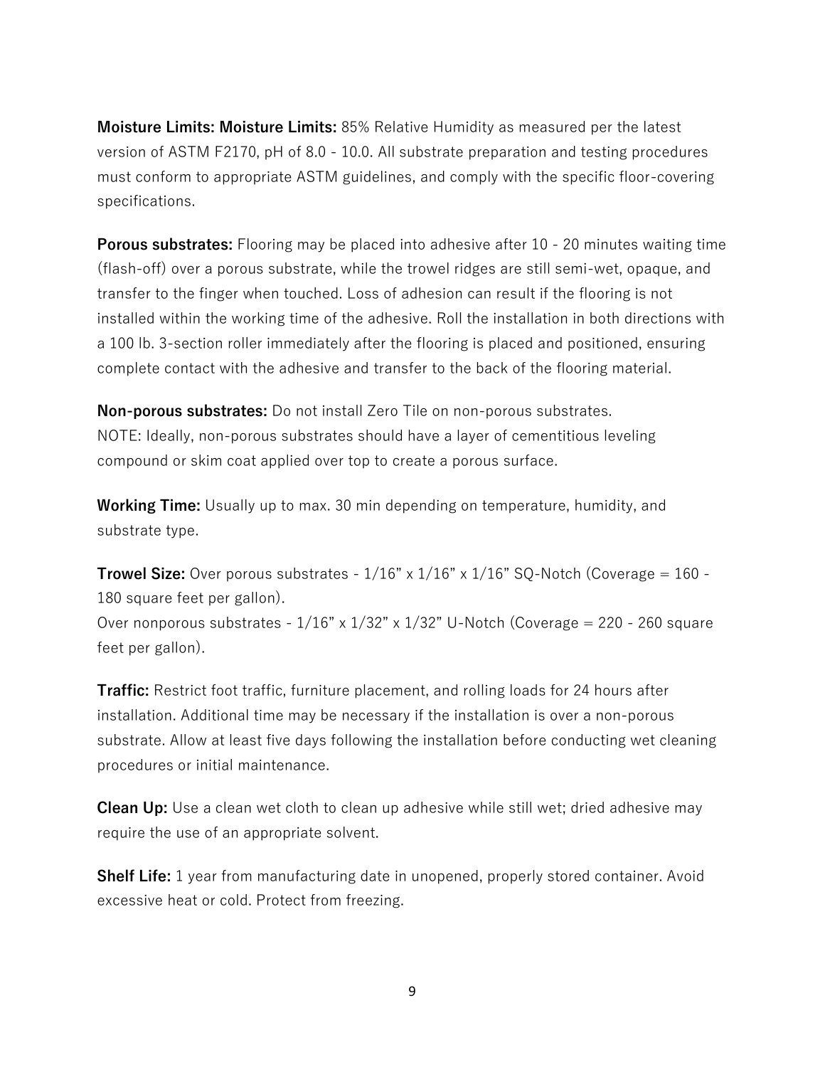**Moisture Limits: Moisture Limits:** 85% Relative Humidity as measured per the latest version of ASTM F2170, pH of 8.0 - 10.0. All substrate preparation and testing procedures must conform to appropriate ASTM guidelines, and comply with the specific floor-covering specifications.

**Porous substrates:** Flooring may be placed into adhesive after 10 - 20 minutes waiting time (flash-off) over a porous substrate, while the trowel ridges are still semi-wet, opaque, and transfer to the finger when touched. Loss of adhesion can result if the flooring is not installed within the working time of the adhesive. Roll the installation in both directions with a 100 lb. 3-section roller immediately after the flooring is placed and positioned, ensuring complete contact with the adhesive and transfer to the back of the flooring material.

**Non-porous substrates:** Do not install Zero Tile on non-porous substrates.
NOTE: Ideally, non-porous substrates should have a layer of cementitious leveling compound or skim coat applied over top to create a porous surface.

**Working Time:** Usually up to max. 30 min depending on temperature, humidity, and substrate type.

**Trowel Size:** Over porous substrates - 1/16” x 1/16” x 1/16” SQ-Notch (Coverage = 160 - 180 square feet per gallon).
Over nonporous substrates - 1/16” x 1/32” x 1/32” U-Notch (Coverage = 220 - 260 square feet per gallon).

**Traffic:** Restrict foot traffic, furniture placement, and rolling loads for 24 hours after installation. Additional time may be necessary if the installation is over a non-porous substrate. Allow at least five days following the installation before conducting wet cleaning procedures or initial maintenance.

**Clean Up:** Use a clean wet cloth to clean up adhesive while still wet; dried adhesive may require the use of an appropriate solvent.

**Shelf Life:** 1 year from manufacturing date in unopened, properly stored container. Avoid excessive heat or cold. Protect from freezing.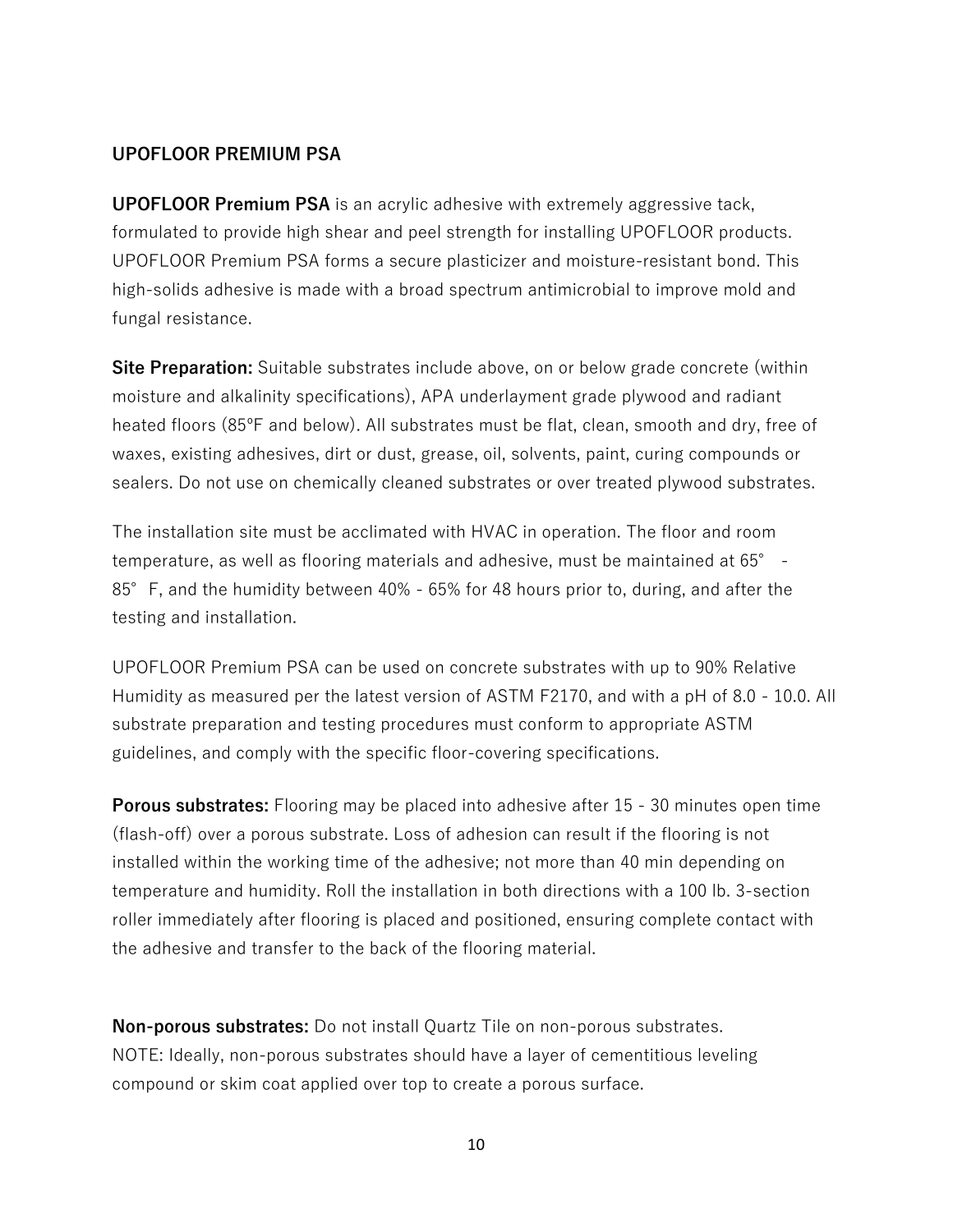## UPOFLOOR PREMIUM PSA

**UPOFLOOR Premium PSA** is an acrylic adhesive with extremely aggressive tack, formulated to provide high shear and peel strength for installing UPOFLOOR products. UPOFLOOR Premium PSA forms a secure plasticizer and moisture-resistant bond. This high-solids adhesive is made with a broad spectrum antimicrobial to improve mold and fungal resistance.

**Site Preparation:** Suitable substrates include above, on or below grade concrete (within moisture and alkalinity specifications), APA underlayment grade plywood and radiant heated floors (85ºF and below). All substrates must be flat, clean, smooth and dry, free of waxes, existing adhesives, dirt or dust, grease, oil, solvents, paint, curing compounds or sealers. Do not use on chemically cleaned substrates or over treated plywood substrates.

The installation site must be acclimated with HVAC in operation. The floor and room temperature, as well as flooring materials and adhesive, must be maintained at 65° - 85° F, and the humidity between 40% - 65% for 48 hours prior to, during, and after the testing and installation.

UPOFLOOR Premium PSA can be used on concrete substrates with up to 90% Relative Humidity as measured per the latest version of ASTM F2170, and with a pH of 8.0 - 10.0. All substrate preparation and testing procedures must conform to appropriate ASTM guidelines, and comply with the specific floor-covering specifications.

**Porous substrates:** Flooring may be placed into adhesive after 15 - 30 minutes open time (flash-off) over a porous substrate. Loss of adhesion can result if the flooring is not installed within the working time of the adhesive; not more than 40 min depending on temperature and humidity. Roll the installation in both directions with a 100 lb. 3-section roller immediately after flooring is placed and positioned, ensuring complete contact with the adhesive and transfer to the back of the flooring material.

**Non-porous substrates:** Do not install Quartz Tile on non-porous substrates.
NOTE: Ideally, non-porous substrates should have a layer of cementitious leveling compound or skim coat applied over top to create a porous surface.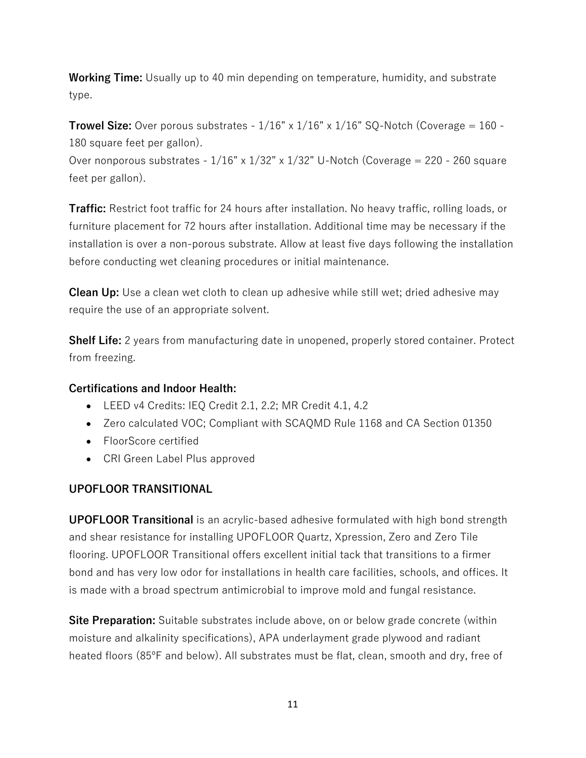**Working Time:** Usually up to 40 min depending on temperature, humidity, and substrate type.

**Trowel Size:** Over porous substrates - 1/16" x 1/16" x 1/16" SQ-Notch (Coverage = 160 - 180 square feet per gallon).
Over nonporous substrates - 1/16" x 1/32" x 1/32" U-Notch (Coverage = 220 - 260 square feet per gallon).

**Traffic:** Restrict foot traffic for 24 hours after installation. No heavy traffic, rolling loads, or furniture placement for 72 hours after installation. Additional time may be necessary if the installation is over a non-porous substrate. Allow at least five days following the installation before conducting wet cleaning procedures or initial maintenance.

**Clean Up:** Use a clean wet cloth to clean up adhesive while still wet; dried adhesive may require the use of an appropriate solvent.

**Shelf Life:** 2 years from manufacturing date in unopened, properly stored container. Protect from freezing.

**Certifications and Indoor Health:**

- LEED v4 Credits: IEQ Credit 2.1, 2.2; MR Credit 4.1, 4.2
- Zero calculated VOC; Compliant with SCAQMD Rule 1168 and CA Section 01350
- FloorScore certified
- CRI Green Label Plus approved

## UPOFLOOR TRANSITIONAL

**UPOFLOOR Transitional** is an acrylic-based adhesive formulated with high bond strength and shear resistance for installing UPOFLOOR Quartz, Xpression, Zero and Zero Tile flooring. UPOFLOOR Transitional offers excellent initial tack that transitions to a firmer bond and has very low odor for installations in health care facilities, schools, and offices. It is made with a broad spectrum antimicrobial to improve mold and fungal resistance.

**Site Preparation:** Suitable substrates include above, on or below grade concrete (within moisture and alkalinity specifications), APA underlayment grade plywood and radiant heated floors (85ºF and below). All substrates must be flat, clean, smooth and dry, free of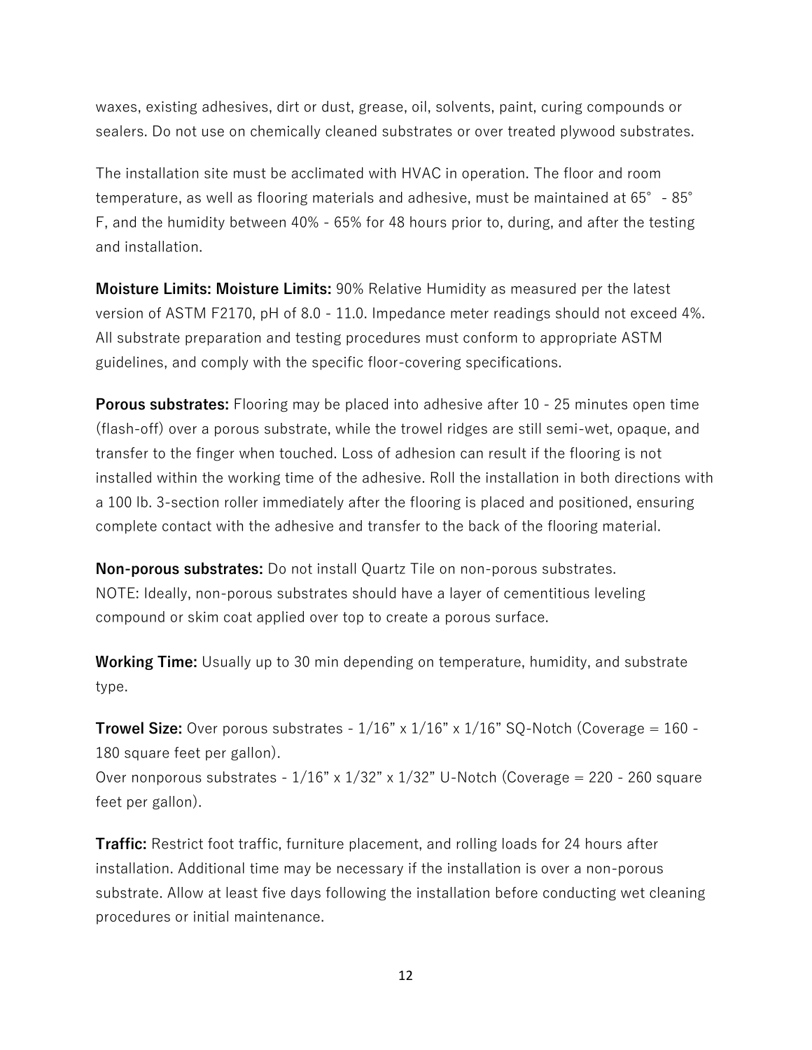waxes, existing adhesives, dirt or dust, grease, oil, solvents, paint, curing compounds or sealers. Do not use on chemically cleaned substrates or over treated plywood substrates.

The installation site must be acclimated with HVAC in operation. The floor and room temperature, as well as flooring materials and adhesive, must be maintained at 65° - 85° F, and the humidity between 40% - 65% for 48 hours prior to, during, and after the testing and installation.

**Moisture Limits: Moisture Limits:** 90% Relative Humidity as measured per the latest version of ASTM F2170, pH of 8.0 - 11.0. Impedance meter readings should not exceed 4%. All substrate preparation and testing procedures must conform to appropriate ASTM guidelines, and comply with the specific floor-covering specifications.

**Porous substrates:** Flooring may be placed into adhesive after 10 - 25 minutes open time (flash-off) over a porous substrate, while the trowel ridges are still semi-wet, opaque, and transfer to the finger when touched. Loss of adhesion can result if the flooring is not installed within the working time of the adhesive. Roll the installation in both directions with a 100 lb. 3-section roller immediately after the flooring is placed and positioned, ensuring complete contact with the adhesive and transfer to the back of the flooring material.

**Non-porous substrates:** Do not install Quartz Tile on non-porous substrates.
NOTE: Ideally, non-porous substrates should have a layer of cementitious leveling compound or skim coat applied over top to create a porous surface.

**Working Time:** Usually up to 30 min depending on temperature, humidity, and substrate type.

**Trowel Size:** Over porous substrates - 1/16" x 1/16" x 1/16" SQ-Notch (Coverage = 160 - 180 square feet per gallon).
Over nonporous substrates - 1/16" x 1/32" x 1/32" U-Notch (Coverage = 220 - 260 square feet per gallon).

**Traffic:** Restrict foot traffic, furniture placement, and rolling loads for 24 hours after installation. Additional time may be necessary if the installation is over a non-porous substrate. Allow at least five days following the installation before conducting wet cleaning procedures or initial maintenance.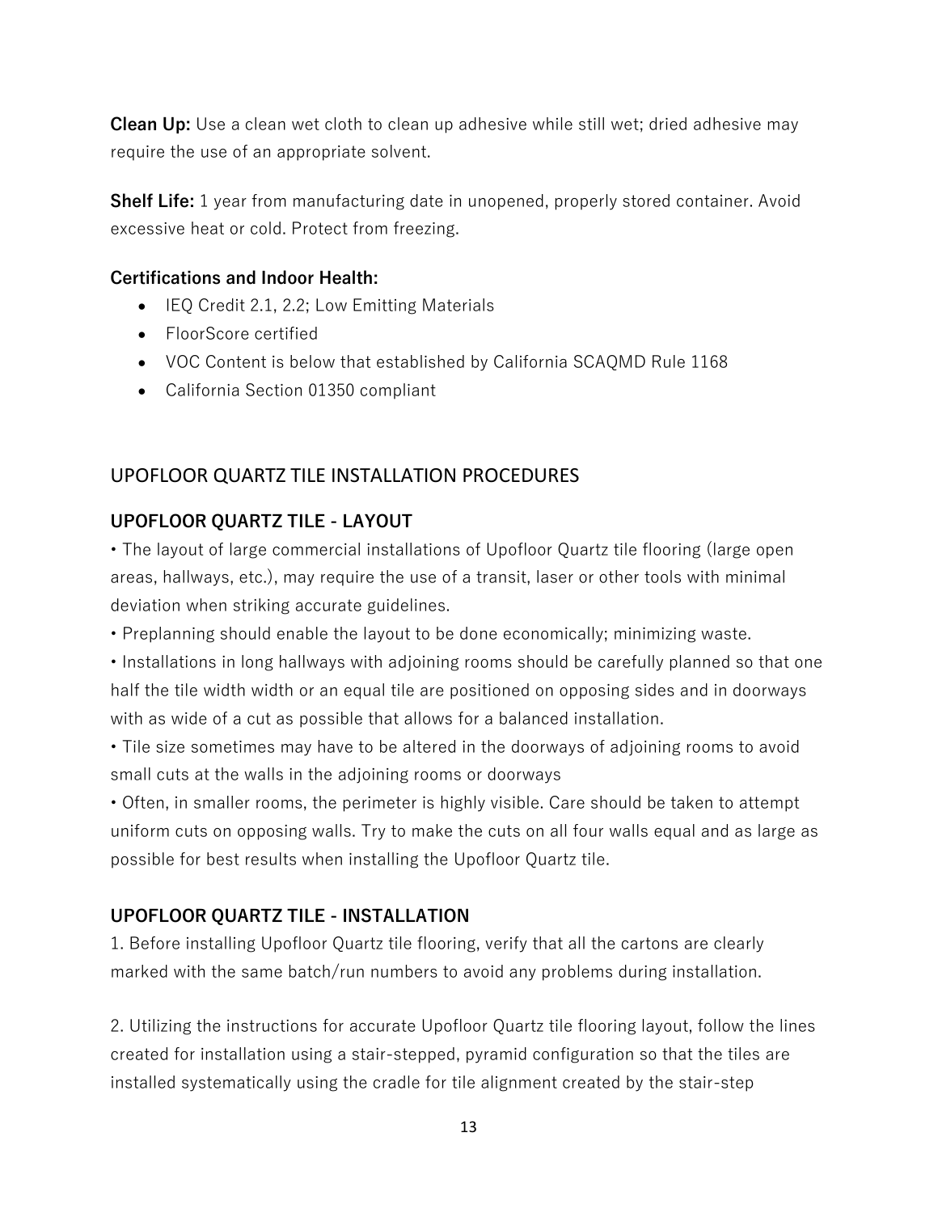**Clean Up:** Use a clean wet cloth to clean up adhesive while still wet; dried adhesive may require the use of an appropriate solvent.

**Shelf Life:** 1 year from manufacturing date in unopened, properly stored container. Avoid excessive heat or cold. Protect from freezing.

**Certifications and Indoor Health:**

- IEQ Credit 2.1, 2.2; Low Emitting Materials
- FloorScore certified
- VOC Content is below that established by California SCAQMD Rule 1168
- California Section 01350 compliant

## UPOFLOOR QUARTZ TILE INSTALLATION PROCEDURES

### UPOFLOOR QUARTZ TILE - LAYOUT

• The layout of large commercial installations of Upofloor Quartz tile flooring (large open areas, hallways, etc.), may require the use of a transit, laser or other tools with minimal deviation when striking accurate guidelines.

• Preplanning should enable the layout to be done economically; minimizing waste.

• Installations in long hallways with adjoining rooms should be carefully planned so that one half the tile width width or an equal tile are positioned on opposing sides and in doorways with as wide of a cut as possible that allows for a balanced installation.

• Tile size sometimes may have to be altered in the doorways of adjoining rooms to avoid small cuts at the walls in the adjoining rooms or doorways

• Often, in smaller rooms, the perimeter is highly visible. Care should be taken to attempt uniform cuts on opposing walls. Try to make the cuts on all four walls equal and as large as possible for best results when installing the Upofloor Quartz tile.

### UPOFLOOR QUARTZ TILE - INSTALLATION

1. Before installing Upofloor Quartz tile flooring, verify that all the cartons are clearly marked with the same batch/run numbers to avoid any problems during installation.

2. Utilizing the instructions for accurate Upofloor Quartz tile flooring layout, follow the lines created for installation using a stair-stepped, pyramid configuration so that the tiles are installed systematically using the cradle for tile alignment created by the stair-step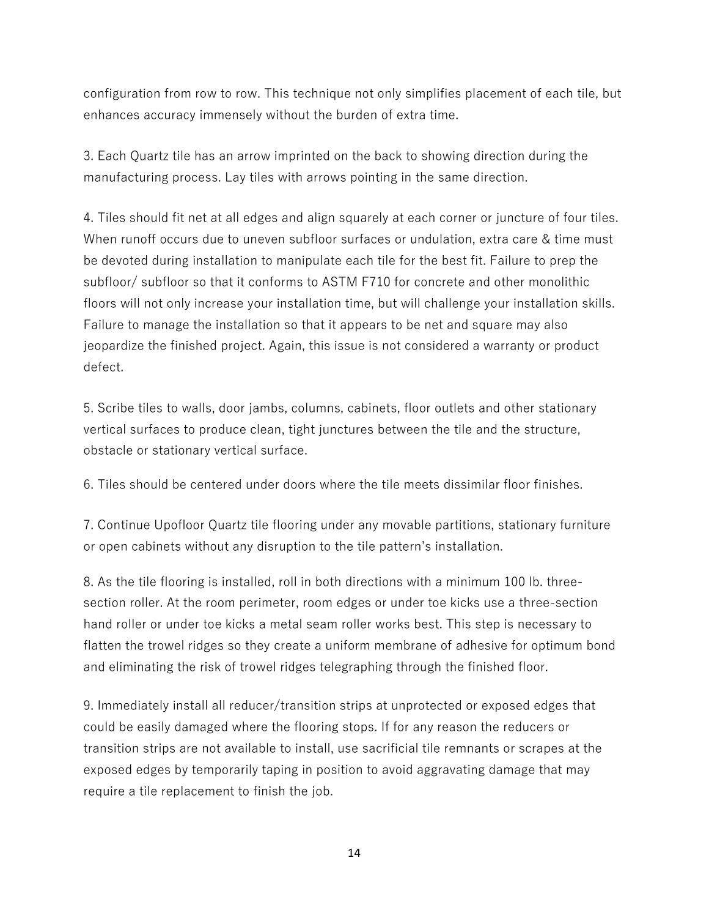configuration from row to row. This technique not only simplifies placement of each tile, but enhances accuracy immensely without the burden of extra time.

3. Each Quartz tile has an arrow imprinted on the back to showing direction during the manufacturing process. Lay tiles with arrows pointing in the same direction.

4. Tiles should fit net at all edges and align squarely at each corner or juncture of four tiles. When runoff occurs due to uneven subfloor surfaces or undulation, extra care & time must be devoted during installation to manipulate each tile for the best fit. Failure to prep the subfloor/ subfloor so that it conforms to ASTM F710 for concrete and other monolithic floors will not only increase your installation time, but will challenge your installation skills. Failure to manage the installation so that it appears to be net and square may also jeopardize the finished project. Again, this issue is not considered a warranty or product defect.

5. Scribe tiles to walls, door jambs, columns, cabinets, floor outlets and other stationary vertical surfaces to produce clean, tight junctures between the tile and the structure, obstacle or stationary vertical surface.

6. Tiles should be centered under doors where the tile meets dissimilar floor finishes.

7. Continue Upofloor Quartz tile flooring under any movable partitions, stationary furniture or open cabinets without any disruption to the tile pattern's installation.

8. As the tile flooring is installed, roll in both directions with a minimum 100 lb. three-section roller. At the room perimeter, room edges or under toe kicks use a three-section hand roller or under toe kicks a metal seam roller works best. This step is necessary to flatten the trowel ridges so they create a uniform membrane of adhesive for optimum bond and eliminating the risk of trowel ridges telegraphing through the finished floor.

9. Immediately install all reducer/transition strips at unprotected or exposed edges that could be easily damaged where the flooring stops. If for any reason the reducers or transition strips are not available to install, use sacrificial tile remnants or scrapes at the exposed edges by temporarily taping in position to avoid aggravating damage that may require a tile replacement to finish the job.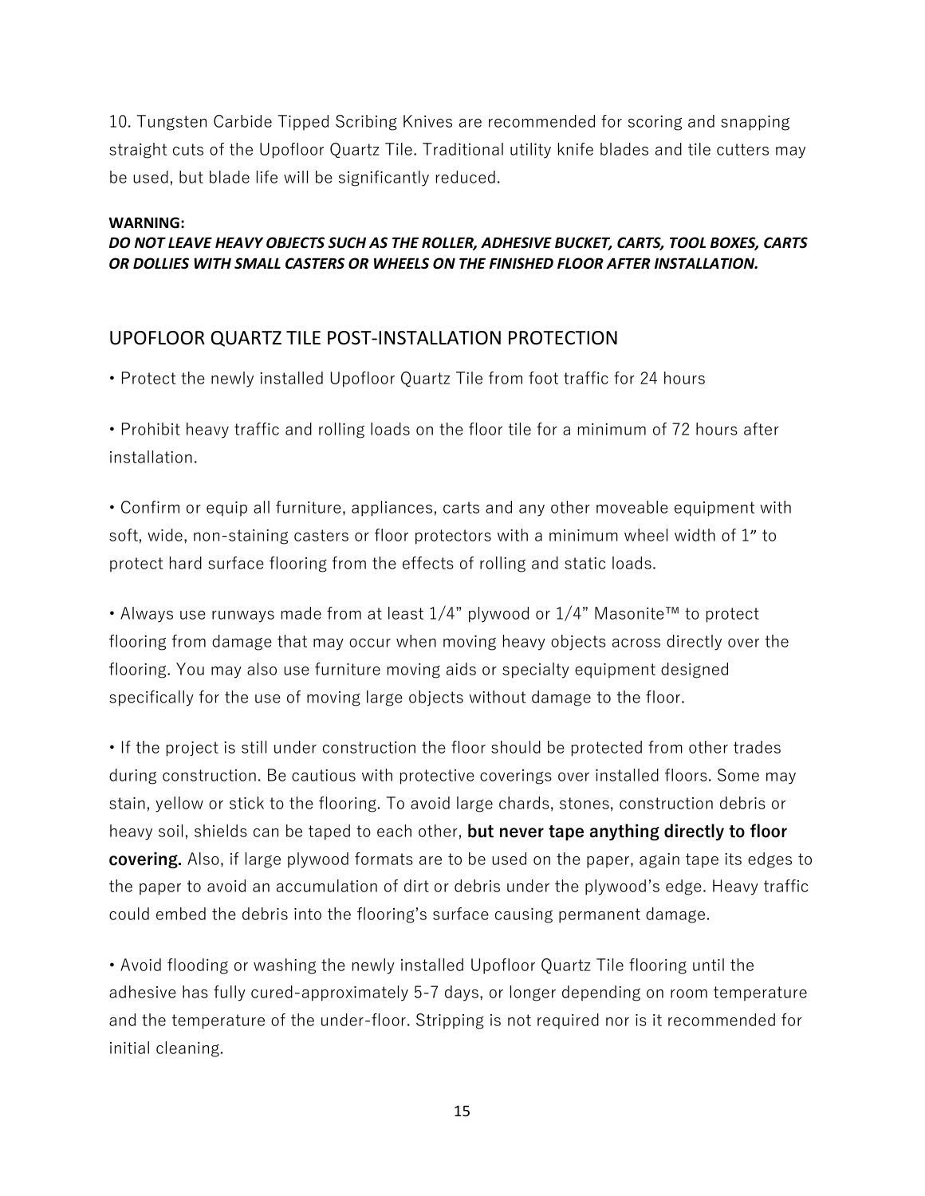10. Tungsten Carbide Tipped Scribing Knives are recommended for scoring and snapping straight cuts of the Upofloor Quartz Tile. Traditional utility knife blades and tile cutters may be used, but blade life will be significantly reduced.

**WARNING:**
***DO NOT LEAVE HEAVY OBJECTS SUCH AS THE ROLLER, ADHESIVE BUCKET, CARTS, TOOL BOXES, CARTS OR DOLLIES WITH SMALL CASTERS OR WHEELS ON THE FINISHED FLOOR AFTER INSTALLATION.***

## UPOFLOOR QUARTZ TILE POST-INSTALLATION PROTECTION

• Protect the newly installed Upofloor Quartz Tile from foot traffic for 24 hours

• Prohibit heavy traffic and rolling loads on the floor tile for a minimum of 72 hours after installation.

• Confirm or equip all furniture, appliances, carts and any other moveable equipment with soft, wide, non-staining casters or floor protectors with a minimum wheel width of 1" to protect hard surface flooring from the effects of rolling and static loads.

• Always use runways made from at least 1/4" plywood or 1/4" Masonite™ to protect flooring from damage that may occur when moving heavy objects across directly over the flooring. You may also use furniture moving aids or specialty equipment designed specifically for the use of moving large objects without damage to the floor.

• If the project is still under construction the floor should be protected from other trades during construction. Be cautious with protective coverings over installed floors. Some may stain, yellow or stick to the flooring. To avoid large chards, stones, construction debris or heavy soil, shields can be taped to each other, **but never tape anything directly to floor covering.** Also, if large plywood formats are to be used on the paper, again tape its edges to the paper to avoid an accumulation of dirt or debris under the plywood's edge. Heavy traffic could embed the debris into the flooring's surface causing permanent damage.

• Avoid flooding or washing the newly installed Upofloor Quartz Tile flooring until the adhesive has fully cured-approximately 5-7 days, or longer depending on room temperature and the temperature of the under-floor. Stripping is not required nor is it recommended for initial cleaning.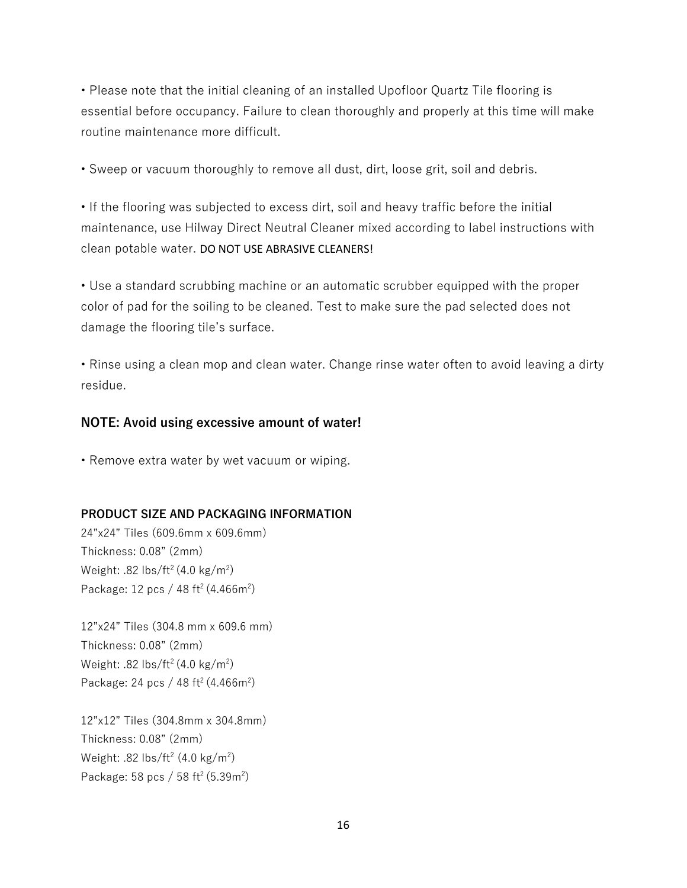• Please note that the initial cleaning of an installed Upofloor Quartz Tile flooring is essential before occupancy. Failure to clean thoroughly and properly at this time will make routine maintenance more difficult.

• Sweep or vacuum thoroughly to remove all dust, dirt, loose grit, soil and debris.

• If the flooring was subjected to excess dirt, soil and heavy traffic before the initial maintenance, use Hilway Direct Neutral Cleaner mixed according to label instructions with clean potable water. DO NOT USE ABRASIVE CLEANERS!

• Use a standard scrubbing machine or an automatic scrubber equipped with the proper color of pad for the soiling to be cleaned. Test to make sure the pad selected does not damage the flooring tile's surface.

• Rinse using a clean mop and clean water. Change rinse water often to avoid leaving a dirty residue.

**NOTE: Avoid using excessive amount of water!**

• Remove extra water by wet vacuum or wiping.

**PRODUCT SIZE AND PACKAGING INFORMATION**

24"x24" Tiles (609.6mm x 609.6mm)
Thickness: 0.08" (2mm)
Weight: .82 lbs/ft$^2$ (4.0 kg/m$^2$)
Package: 12 pcs / 48 ft$^2$ (4.466m$^2$)

12"x24" Tiles (304.8 mm x 609.6 mm)
Thickness: 0.08" (2mm)
Weight: .82 lbs/ft$^2$ (4.0 kg/m$^2$)
Package: 24 pcs / 48 ft$^2$ (4.466m$^2$)

12"x12" Tiles (304.8mm x 304.8mm)
Thickness: 0.08" (2mm)
Weight: .82 lbs/ft$^2$ (4.0 kg/m$^2$)
Package: 58 pcs / 58 ft$^2$ (5.39m$^2$)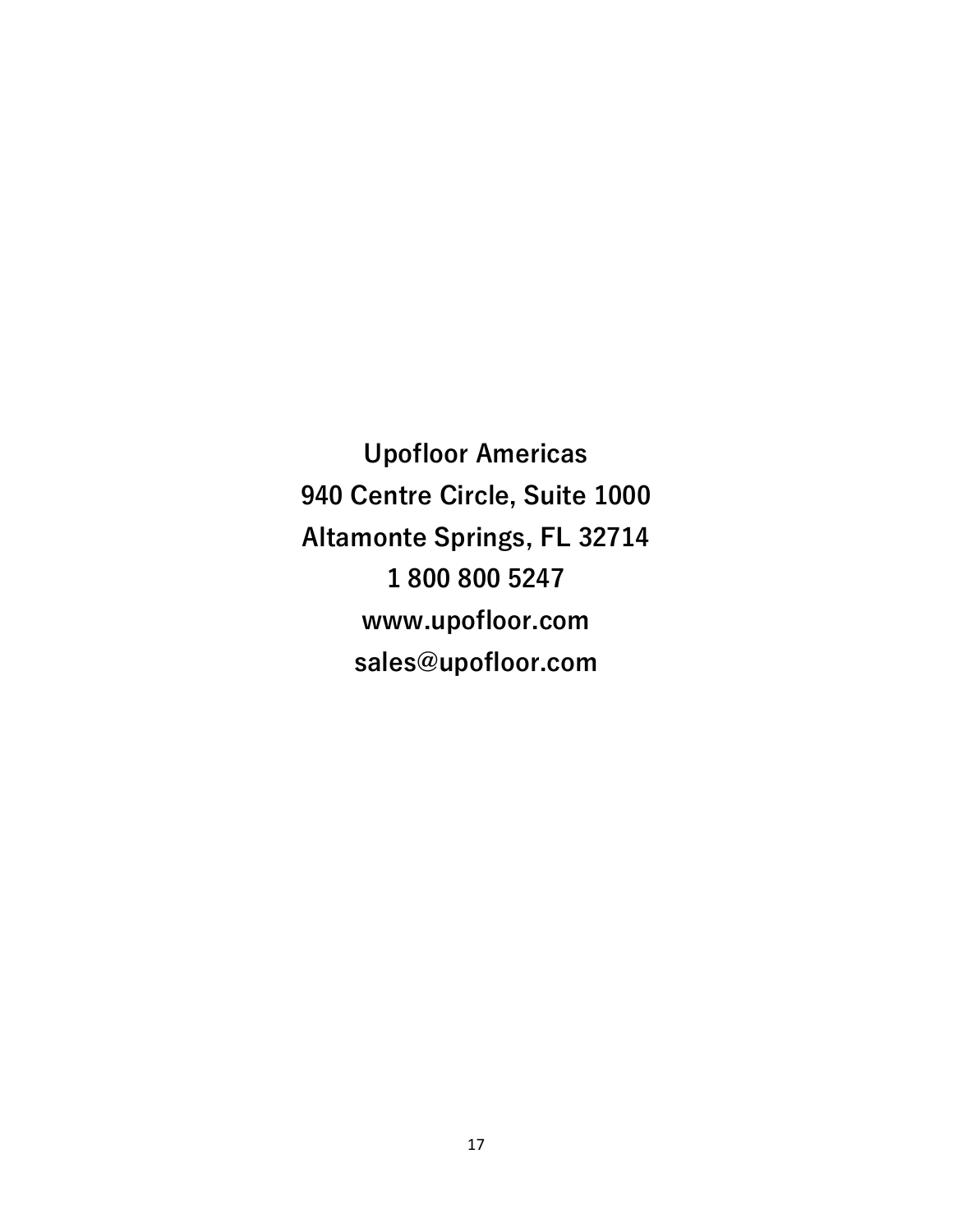**Upofloor Americas**

**940 Centre Circle, Suite 1000**

**Altamonte Springs, FL 32714**

**1 800 800 5247**

**www.upofloor.com**

**sales@upofloor.com**